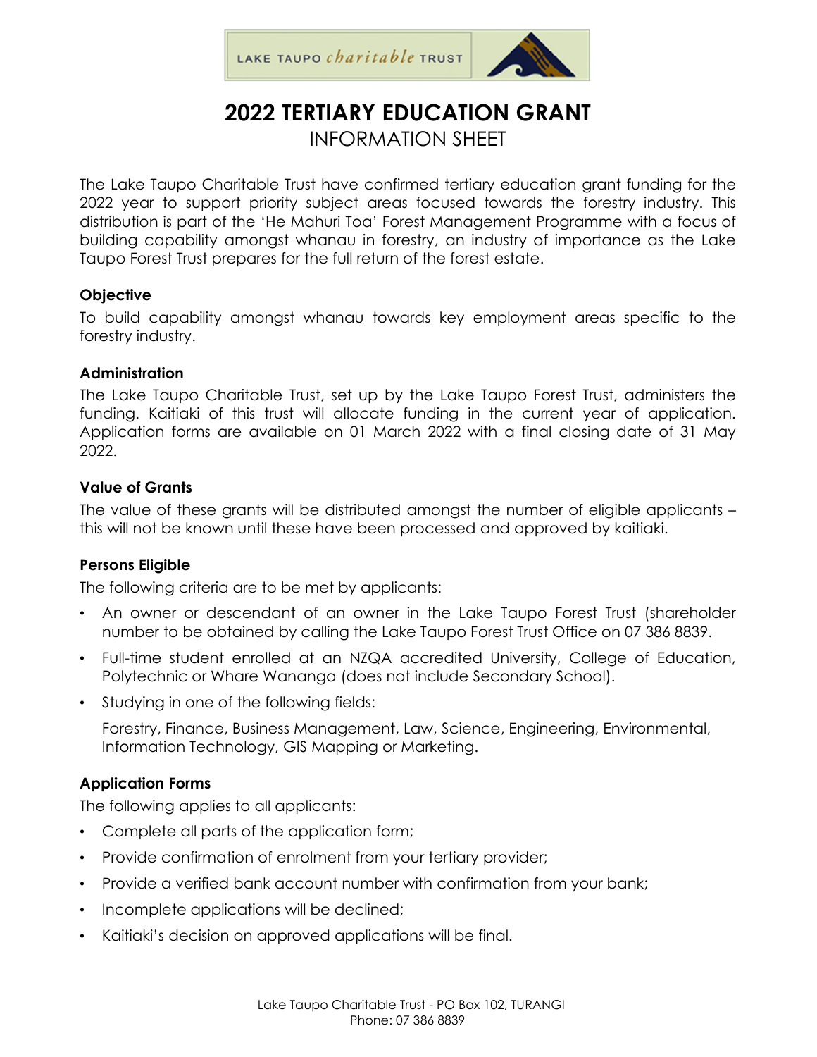LAKE TAUPO *charitable* TRUST

# 2022 TERTIARY EDUCATION GRANT

## INFORMATION SHEET

The Lake Taupo Charitable Trust have confirmed tertiary education grant funding for the 2022 year to support priority subject areas focused towards the forestry industry. This distribution is part of the 'He Mahuri Toa' Forest Management Programme with a focus of building capability amongst whanau in forestry, an industry of importance as the Lake Taupo Forest Trust prepares for the full return of the forest estate.

### Objective

To build capability amongst whanau towards key employment areas specific to the forestry industry.

### Administration

The Lake Taupo Charitable Trust, set up by the Lake Taupo Forest Trust, administers the funding. Kaitiaki of this trust will allocate funding in the current year of application. Application forms are available on 01 March 2022 with a final closing date of 31 May 2022.

### Value of Grants

The value of these grants will be distributed amongst the number of eligible applicants – this will not be known until these have been processed and approved by kaitiaki.

### Persons Eligible

The following criteria are to be met by applicants:

- An owner or descendant of an owner in the Lake Taupo Forest Trust (shareholder number to be obtained by calling the Lake Taupo Forest Trust Office on 07 386 8839.
- Full-time student enrolled at an NZQA accredited University, College of Education, Polytechnic or Whare Wananga (does not include Secondary School).
- Studying in one of the following fields:

  Forestry, Finance, Business Management, Law, Science, Engineering, Environmental, Information Technology, GIS Mapping or Marketing.

### Application Forms

The following applies to all applicants:

- Complete all parts of the application form;
- Provide confirmation of enrolment from your tertiary provider;
- Provide a verified bank account number with confirmation from your bank;
- Incomplete applications will be declined;
- Kaitiaki's decision on approved applications will be final.

Lake Taupo Charitable Trust - PO Box 102, TURANGI
Phone: 07 386 8839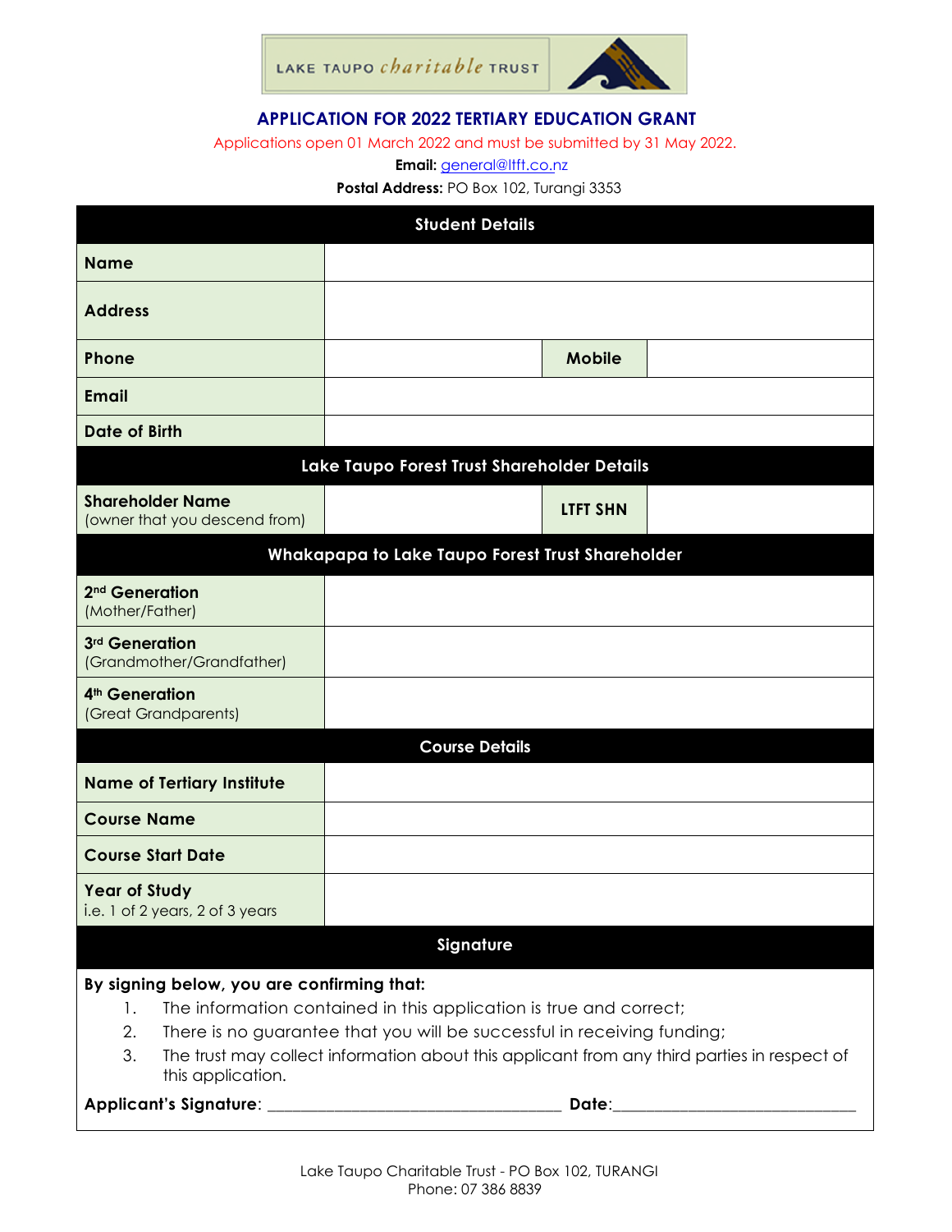LAKE TAUPO *charitable* TRUST

# APPLICATION FOR 2022 TERTIARY EDUCATION GRANT

Applications open 01 March 2022 and must be submitted by 31 May 2022.

**Email:** general@ltft.co.nz

**Postal Address:** PO Box 102, Turangi 3353

| **Student Details** | | | |
|---|---|---|---|
| **Name** | | | |
| **Address** | | | |
| **Phone** | | **Mobile** | |
| **Email** | | | |
| **Date of Birth** | | | |
| **Lake Taupo Forest Trust Shareholder Details** | | | |
| **Shareholder Name** (owner that you descend from) | | **LTFT SHN** | |
| **Whakapapa to Lake Taupo Forest Trust Shareholder** | | | |
| **2nd Generation** (Mother/Father) | | | |
| **3rd Generation** (Grandmother/Grandfather) | | | |
| **4th Generation** (Great Grandparents) | | | |
| **Course Details** | | | |
| **Name of Tertiary Institute** | | | |
| **Course Name** | | | |
| **Course Start Date** | | | |
| **Year of Study** i.e. 1 of 2 years, 2 of 3 years | | | |

## Signature

**By signing below, you are confirming that:**

1. The information contained in this application is true and correct;
2. There is no guarantee that you will be successful in receiving funding;
3. The trust may collect information about this applicant from any third parties in respect of this application.

**Applicant's Signature**: ___________________________________ **Date**:_____________________________

Lake Taupo Charitable Trust - PO Box 102, TURANGI
Phone: 07 386 8839